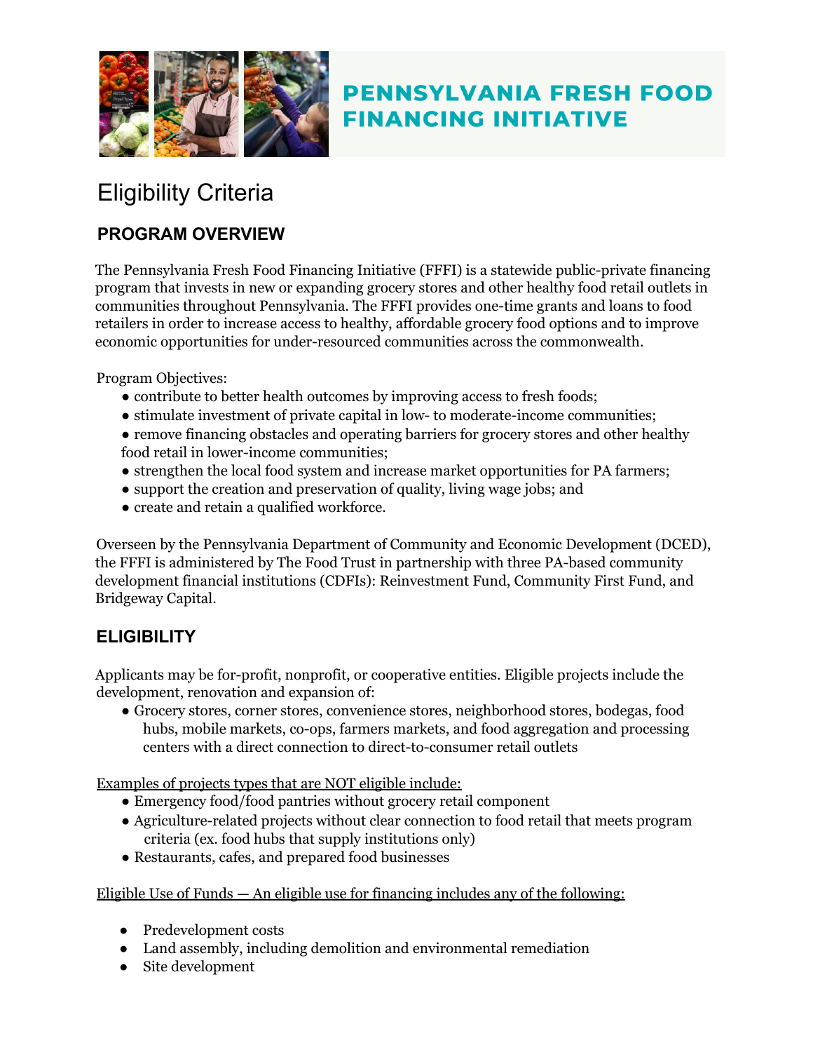# PENNSYLVANIA FRESH FOOD FINANCING INITIATIVE

# Eligibility Criteria

## PROGRAM OVERVIEW

The Pennsylvania Fresh Food Financing Initiative (FFFI) is a statewide public-private financing program that invests in new or expanding grocery stores and other healthy food retail outlets in communities throughout Pennsylvania. The FFFI provides one-time grants and loans to food retailers in order to increase access to healthy, affordable grocery food options and to improve economic opportunities for under-resourced communities across the commonwealth.

Program Objectives:

- contribute to better health outcomes by improving access to fresh foods;
- stimulate investment of private capital in low- to moderate-income communities;
- remove financing obstacles and operating barriers for grocery stores and other healthy food retail in lower-income communities;
- strengthen the local food system and increase market opportunities for PA farmers;
- support the creation and preservation of quality, living wage jobs; and
- create and retain a qualified workforce.

Overseen by the Pennsylvania Department of Community and Economic Development (DCED), the FFFI is administered by The Food Trust in partnership with three PA-based community development financial institutions (CDFIs): Reinvestment Fund, Community First Fund, and Bridgeway Capital.

## ELIGIBILITY

Applicants may be for-profit, nonprofit, or cooperative entities. Eligible projects include the development, renovation and expansion of:

- Grocery stores, corner stores, convenience stores, neighborhood stores, bodegas, food hubs, mobile markets, co-ops, farmers markets, and food aggregation and processing centers with a direct connection to direct-to-consumer retail outlets

Examples of projects types that are NOT eligible include:

- Emergency food/food pantries without grocery retail component
- Agriculture-related projects without clear connection to food retail that meets program criteria (ex. food hubs that supply institutions only)
- Restaurants, cafes, and prepared food businesses

Eligible Use of Funds — An eligible use for financing includes any of the following:

- Predevelopment costs
- Land assembly, including demolition and environmental remediation
- Site development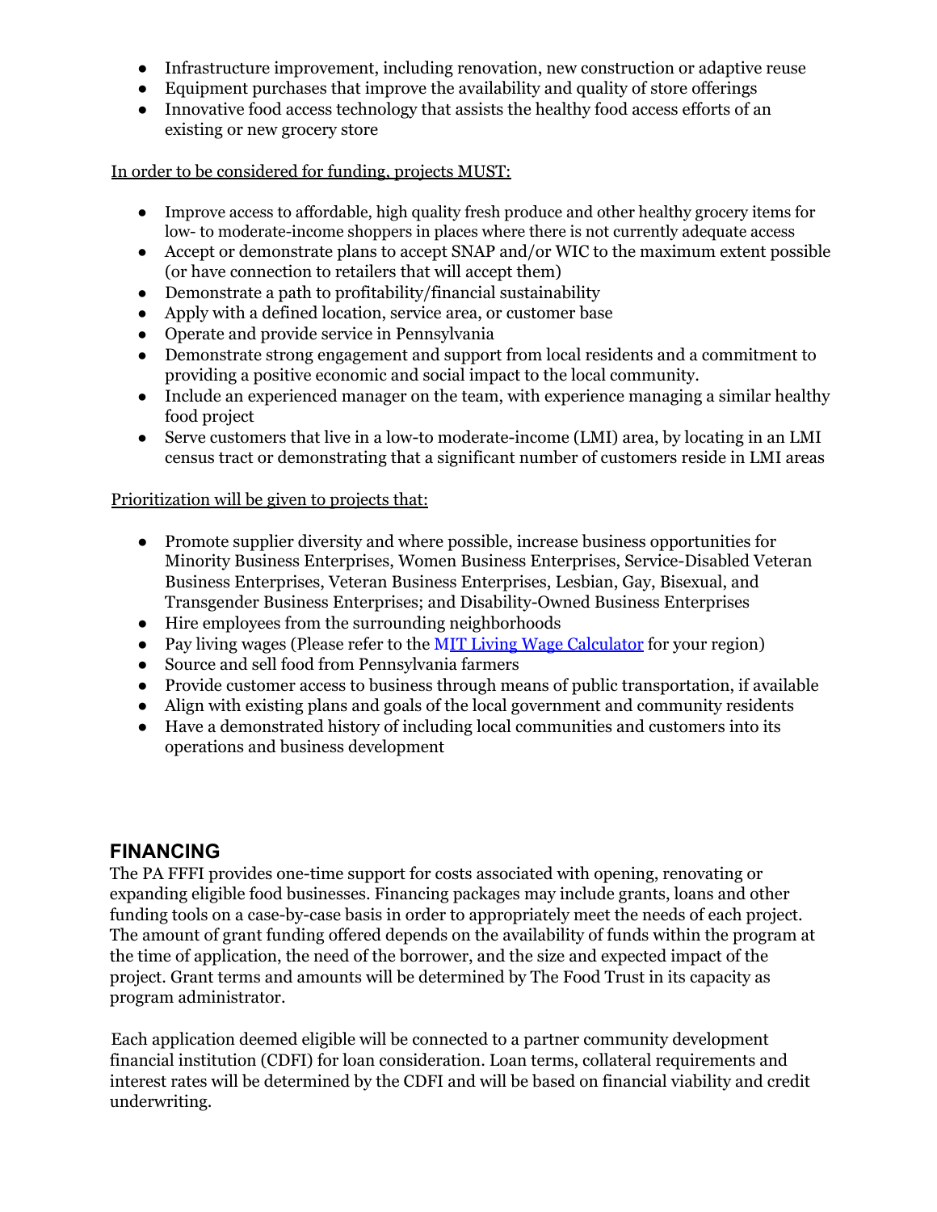- Infrastructure improvement, including renovation, new construction or adaptive reuse
- Equipment purchases that improve the availability and quality of store offerings
- Innovative food access technology that assists the healthy food access efforts of an existing or new grocery store

<u>In order to be considered for funding, projects MUST:</u>

- Improve access to affordable, high quality fresh produce and other healthy grocery items for low- to moderate-income shoppers in places where there is not currently adequate access
- Accept or demonstrate plans to accept SNAP and/or WIC to the maximum extent possible (or have connection to retailers that will accept them)
- Demonstrate a path to profitability/financial sustainability
- Apply with a defined location, service area, or customer base
- Operate and provide service in Pennsylvania
- Demonstrate strong engagement and support from local residents and a commitment to providing a positive economic and social impact to the local community.
- Include an experienced manager on the team, with experience managing a similar healthy food project
- Serve customers that live in a low-to moderate-income (LMI) area, by locating in an LMI census tract or demonstrating that a significant number of customers reside in LMI areas

<u>Prioritization will be given to projects that:</u>

- Promote supplier diversity and where possible, increase business opportunities for Minority Business Enterprises, Women Business Enterprises, Service-Disabled Veteran Business Enterprises, Veteran Business Enterprises, Lesbian, Gay, Bisexual, and Transgender Business Enterprises; and Disability-Owned Business Enterprises
- Hire employees from the surrounding neighborhoods
- Pay living wages (Please refer to the MIT Living Wage Calculator for your region)
- Source and sell food from Pennsylvania farmers
- Provide customer access to business through means of public transportation, if available
- Align with existing plans and goals of the local government and community residents
- Have a demonstrated history of including local communities and customers into its operations and business development

## FINANCING

The PA FFFI provides one-time support for costs associated with opening, renovating or expanding eligible food businesses. Financing packages may include grants, loans and other funding tools on a case-by-case basis in order to appropriately meet the needs of each project. The amount of grant funding offered depends on the availability of funds within the program at the time of application, the need of the borrower, and the size and expected impact of the project. Grant terms and amounts will be determined by The Food Trust in its capacity as program administrator.

Each application deemed eligible will be connected to a partner community development financial institution (CDFI) for loan consideration. Loan terms, collateral requirements and interest rates will be determined by the CDFI and will be based on financial viability and credit underwriting.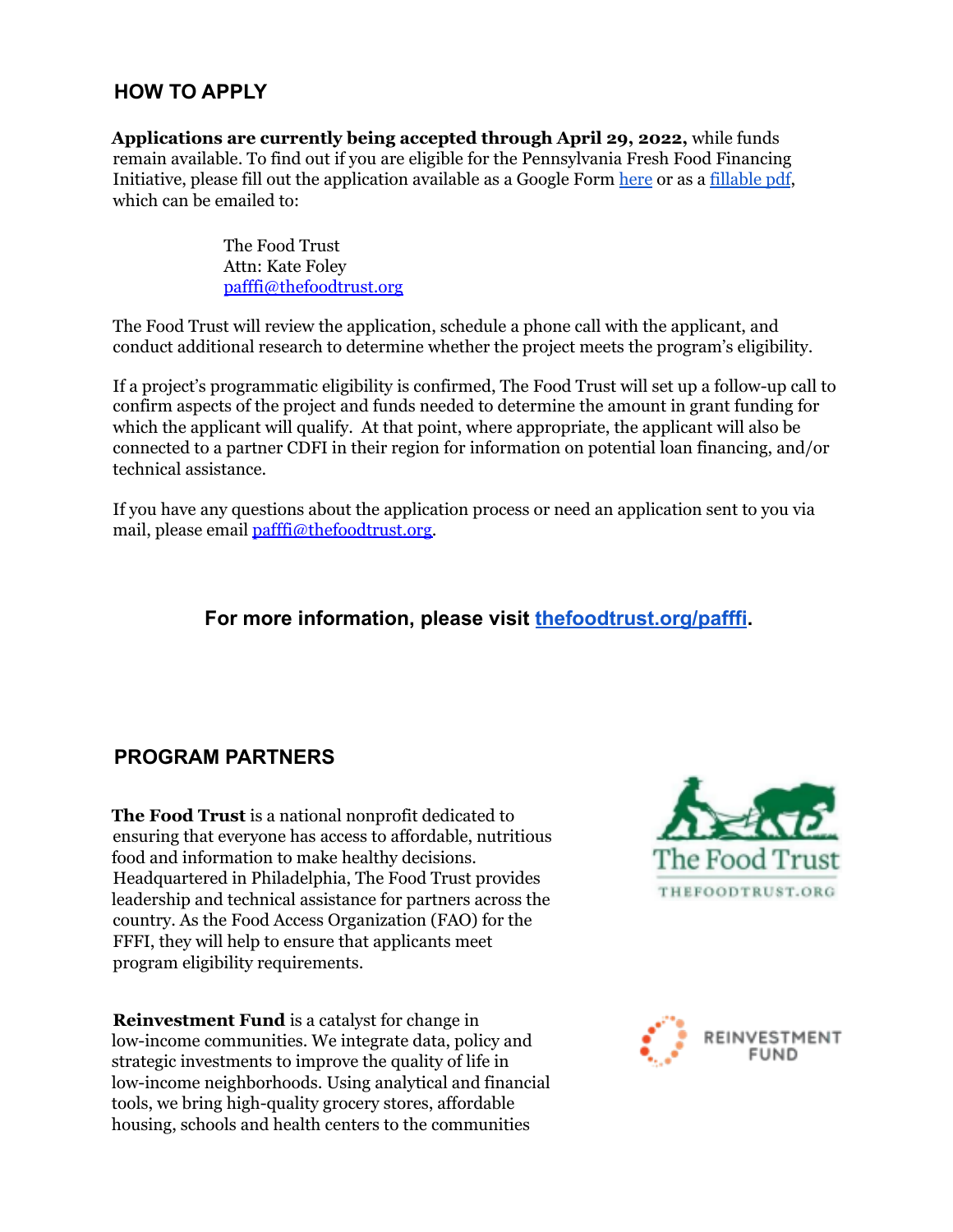## HOW TO APPLY

**Applications are currently being accepted through April 29, 2022,** while funds remain available. To find out if you are eligible for the Pennsylvania Fresh Food Financing Initiative, please fill out the application available as a Google Form here or as a fillable pdf, which can be emailed to:

The Food Trust
Attn: Kate Foley
pafffi@thefoodtrust.org

The Food Trust will review the application, schedule a phone call with the applicant, and conduct additional research to determine whether the project meets the program's eligibility.

If a project's programmatic eligibility is confirmed, The Food Trust will set up a follow-up call to confirm aspects of the project and funds needed to determine the amount in grant funding for which the applicant will qualify. At that point, where appropriate, the applicant will also be connected to a partner CDFI in their region for information on potential loan financing, and/or technical assistance.

If you have any questions about the application process or need an application sent to you via mail, please email pafffi@thefoodtrust.org.

**For more information, please visit thefoodtrust.org/pafffi.**

## PROGRAM PARTNERS

**The Food Trust** is a national nonprofit dedicated to ensuring that everyone has access to affordable, nutritious food and information to make healthy decisions. Headquartered in Philadelphia, The Food Trust provides leadership and technical assistance for partners across the country. As the Food Access Organization (FAO) for the FFFI, they will help to ensure that applicants meet program eligibility requirements.

**Reinvestment Fund** is a catalyst for change in low-income communities. We integrate data, policy and strategic investments to improve the quality of life in low-income neighborhoods. Using analytical and financial tools, we bring high-quality grocery stores, affordable housing, schools and health centers to the communities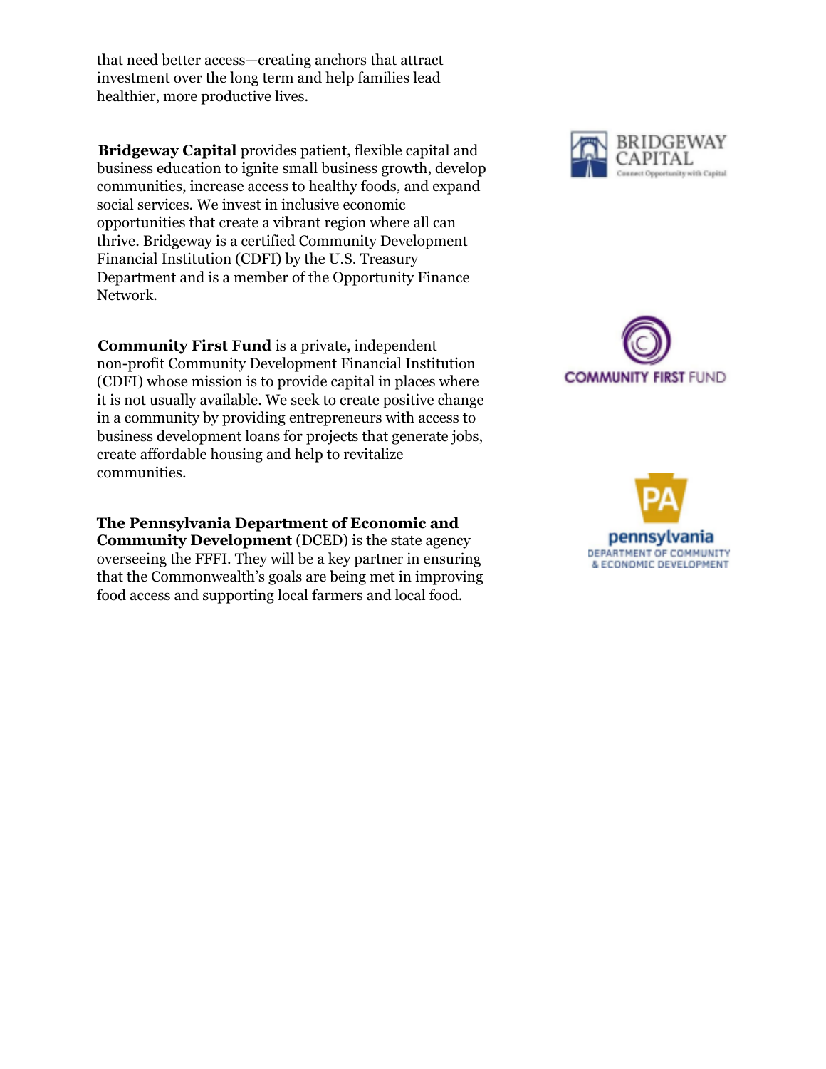that need better access—creating anchors that attract investment over the long term and help families lead healthier, more productive lives.

**Bridgeway Capital** provides patient, flexible capital and business education to ignite small business growth, develop communities, increase access to healthy foods, and expand social services. We invest in inclusive economic opportunities that create a vibrant region where all can thrive. Bridgeway is a certified Community Development Financial Institution (CDFI) by the U.S. Treasury Department and is a member of the Opportunity Finance Network.

**Community First Fund** is a private, independent non-profit Community Development Financial Institution (CDFI) whose mission is to provide capital in places where it is not usually available. We seek to create positive change in a community by providing entrepreneurs with access to business development loans for projects that generate jobs, create affordable housing and help to revitalize communities.

**The Pennsylvania Department of Economic and Community Development** (DCED) is the state agency overseeing the FFFI. They will be a key partner in ensuring that the Commonwealth's goals are being met in improving food access and supporting local farmers and local food.